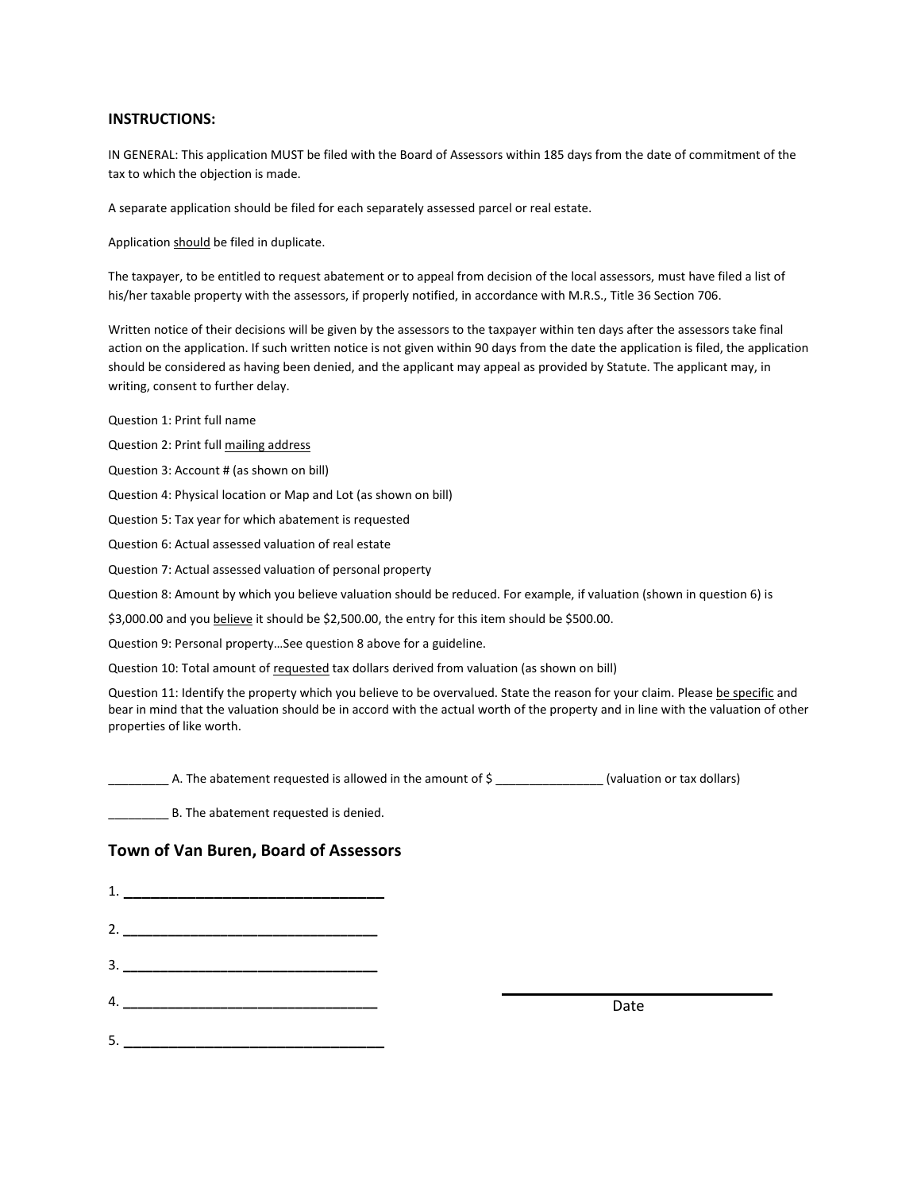**INSTRUCTIONS:**

IN GENERAL: This application MUST be filed with the Board of Assessors within 185 days from the date of commitment of the tax to which the objection is made.

A separate application should be filed for each separately assessed parcel or real estate.

Application should be filed in duplicate.

The taxpayer, to be entitled to request abatement or to appeal from decision of the local assessors, must have filed a list of his/her taxable property with the assessors, if properly notified, in accordance with M.R.S., Title 36 Section 706.

Written notice of their decisions will be given by the assessors to the taxpayer within ten days after the assessors take final action on the application. If such written notice is not given within 90 days from the date the application is filed, the application should be considered as having been denied, and the applicant may appeal as provided by Statute. The applicant may, in writing, consent to further delay.

Question 1: Print full name

Question 2: Print full mailing address

Question 3: Account # (as shown on bill)

Question 4: Physical location or Map and Lot (as shown on bill)

Question 5: Tax year for which abatement is requested

Question 6: Actual assessed valuation of real estate

Question 7: Actual assessed valuation of personal property

Question 8: Amount by which you believe valuation should be reduced. For example, if valuation (shown in question 6) is $3,000.00 and you believe it should be $2,500.00, the entry for this item should be $500.00.

Question 9: Personal property…See question 8 above for a guideline.

Question 10: Total amount of requested tax dollars derived from valuation (as shown on bill)

Question 11: Identify the property which you believe to be overvalued. State the reason for your claim. Please be specific and bear in mind that the valuation should be in accord with the actual worth of the property and in line with the valuation of other properties of like worth.

_________ A. The abatement requested is allowed in the amount of $ ________________ (valuation or tax dollars)

_________ B. The abatement requested is denied.

## Town of Van Buren, Board of Assessors

1. ___________________________________

2. ___________________________________

3. ___________________________________

4. ___________________________________

5. ___________________________________

___________________________________
Date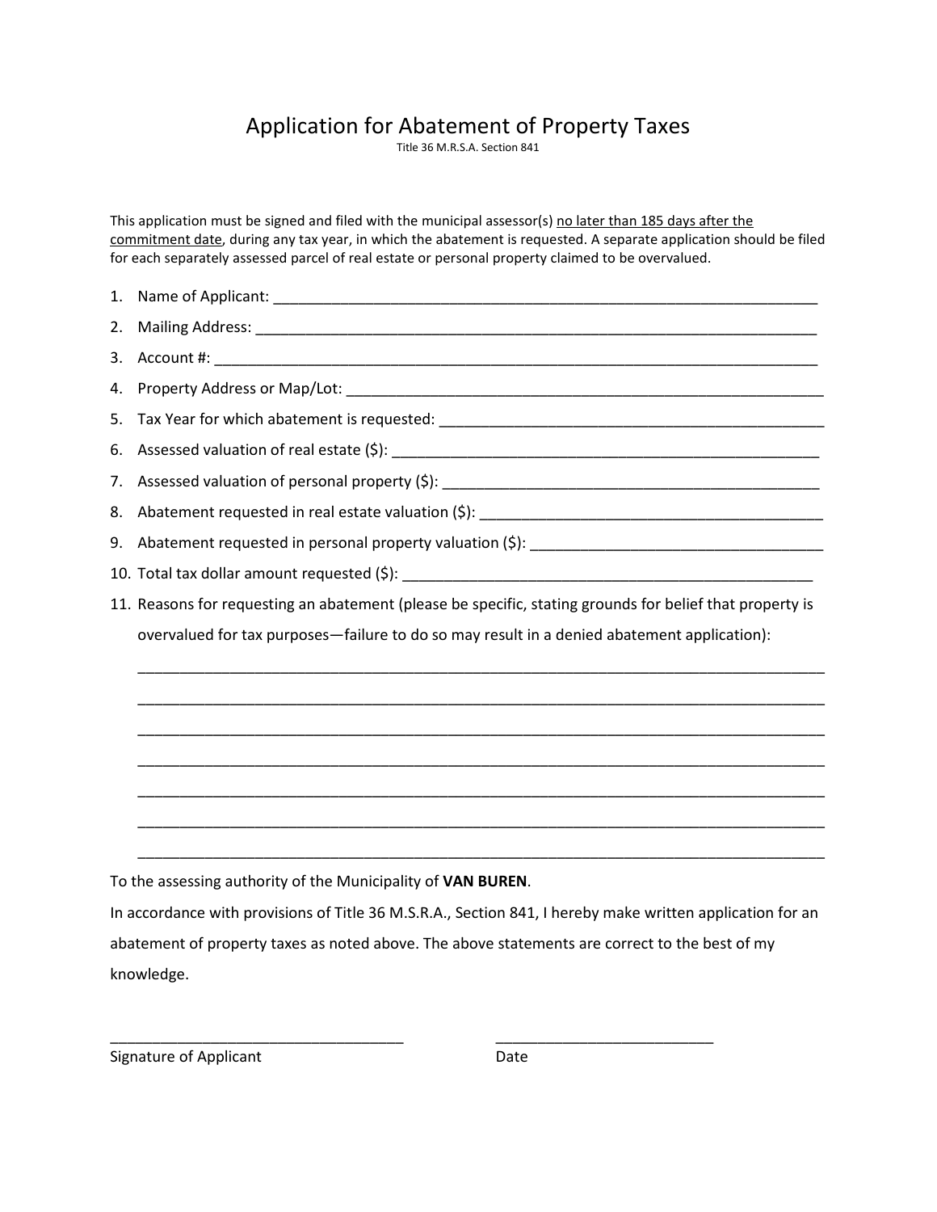# Application for Abatement of Property Taxes

Title 36 M.R.S.A. Section 841

This application must be signed and filed with the municipal assessor(s) no later than 185 days after the commitment date, during any tax year, in which the abatement is requested. A separate application should be filed for each separately assessed parcel of real estate or personal property claimed to be overvalued.

1. Name of Applicant: ___________________________________________________________________
2. Mailing Address: ____________________________________________________________________
3. Account #: _________________________________________________________________________
4. Property Address or Map/Lot: ___________________________________________________________
5. Tax Year for which abatement is requested: _______________________________________________
6. Assessed valuation of real estate ($): ____________________________________________________
7. Assessed valuation of personal property ($): _______________________________________________
8. Abatement requested in real estate valuation ($): ___________________________________________
9. Abatement requested in personal property valuation ($): ______________________________________
10. Total tax dollar amount requested ($): ___________________________________________________
11. Reasons for requesting an abatement (please be specific, stating grounds for belief that property is overvalued for tax purposes—failure to do so may result in a denied abatement application):

    ______________________________________________________________________________

    ______________________________________________________________________________

    ______________________________________________________________________________

    ______________________________________________________________________________

    ______________________________________________________________________________

    ______________________________________________________________________________

    ______________________________________________________________________________

To the assessing authority of the Municipality of **VAN BUREN**.

In accordance with provisions of Title 36 M.S.R.A., Section 841, I hereby make written application for an abatement of property taxes as noted above. The above statements are correct to the best of my knowledge.

___________________________________ ___________________________

Signature of Applicant Date